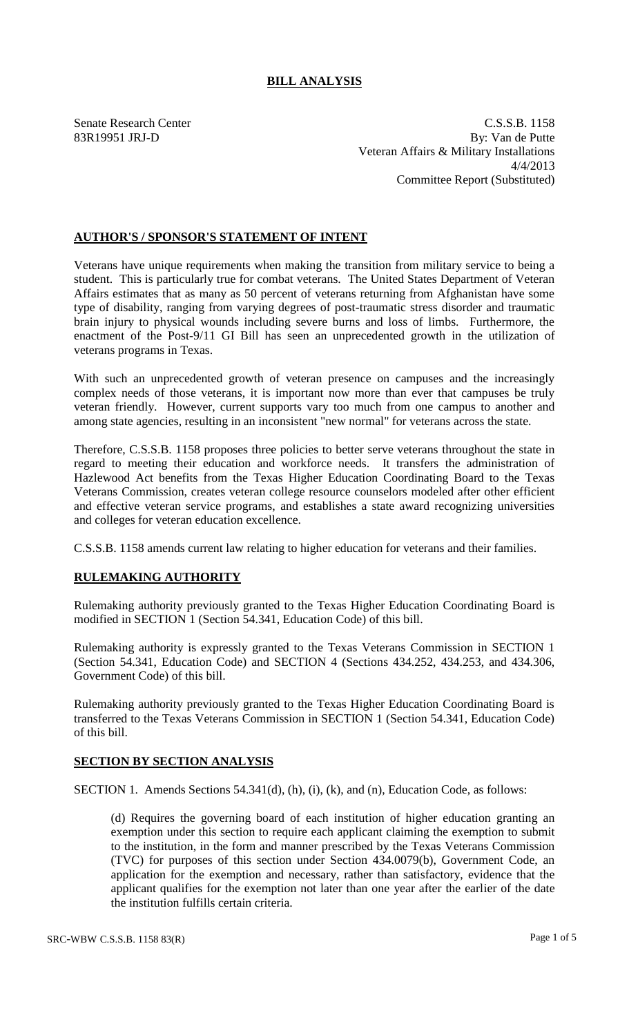# BILL ANALYSIS

Senate Research Center
83R19951 JRJ-D

C.S.S.B. 1158
By: Van de Putte
Veteran Affairs & Military Installations
4/4/2013
Committee Report (Substituted)

## AUTHOR'S / SPONSOR'S STATEMENT OF INTENT

Veterans have unique requirements when making the transition from military service to being a student. This is particularly true for combat veterans. The United States Department of Veteran Affairs estimates that as many as 50 percent of veterans returning from Afghanistan have some type of disability, ranging from varying degrees of post-traumatic stress disorder and traumatic brain injury to physical wounds including severe burns and loss of limbs. Furthermore, the enactment of the Post-9/11 GI Bill has seen an unprecedented growth in the utilization of veterans programs in Texas.

With such an unprecedented growth of veteran presence on campuses and the increasingly complex needs of those veterans, it is important now more than ever that campuses be truly veteran friendly. However, current supports vary too much from one campus to another and among state agencies, resulting in an inconsistent "new normal" for veterans across the state.

Therefore, C.S.S.B. 1158 proposes three policies to better serve veterans throughout the state in regard to meeting their education and workforce needs. It transfers the administration of Hazlewood Act benefits from the Texas Higher Education Coordinating Board to the Texas Veterans Commission, creates veteran college resource counselors modeled after other efficient and effective veteran service programs, and establishes a state award recognizing universities and colleges for veteran education excellence.

C.S.S.B. 1158 amends current law relating to higher education for veterans and their families.

## RULEMAKING AUTHORITY

Rulemaking authority previously granted to the Texas Higher Education Coordinating Board is modified in SECTION 1 (Section 54.341, Education Code) of this bill.

Rulemaking authority is expressly granted to the Texas Veterans Commission in SECTION 1 (Section 54.341, Education Code) and SECTION 4 (Sections 434.252, 434.253, and 434.306, Government Code) of this bill.

Rulemaking authority previously granted to the Texas Higher Education Coordinating Board is transferred to the Texas Veterans Commission in SECTION 1 (Section 54.341, Education Code) of this bill.

## SECTION BY SECTION ANALYSIS

SECTION 1. Amends Sections 54.341(d), (h), (i), (k), and (n), Education Code, as follows:

(d) Requires the governing board of each institution of higher education granting an exemption under this section to require each applicant claiming the exemption to submit to the institution, in the form and manner prescribed by the Texas Veterans Commission (TVC) for purposes of this section under Section 434.0079(b), Government Code, an application for the exemption and necessary, rather than satisfactory, evidence that the applicant qualifies for the exemption not later than one year after the earlier of the date the institution fulfills certain criteria.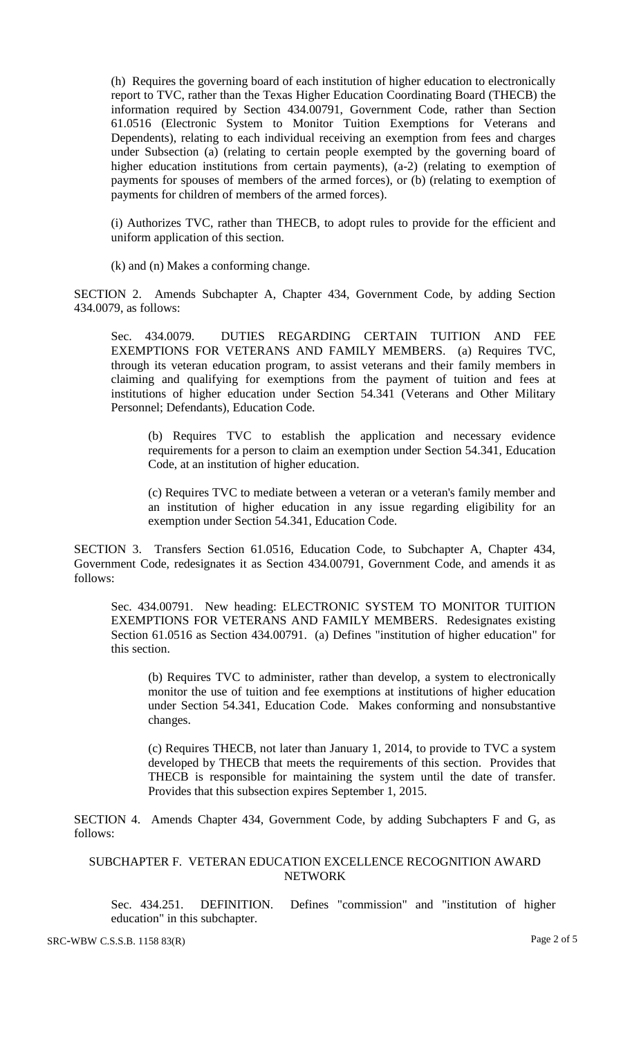(h) Requires the governing board of each institution of higher education to electronically report to TVC, rather than the Texas Higher Education Coordinating Board (THECB) the information required by Section 434.00791, Government Code, rather than Section 61.0516 (Electronic System to Monitor Tuition Exemptions for Veterans and Dependents), relating to each individual receiving an exemption from fees and charges under Subsection (a) (relating to certain people exempted by the governing board of higher education institutions from certain payments), (a-2) (relating to exemption of payments for spouses of members of the armed forces), or (b) (relating to exemption of payments for children of members of the armed forces).

(i) Authorizes TVC, rather than THECB, to adopt rules to provide for the efficient and uniform application of this section.

(k) and (n) Makes a conforming change.

SECTION 2. Amends Subchapter A, Chapter 434, Government Code, by adding Section 434.0079, as follows:

Sec. 434.0079. DUTIES REGARDING CERTAIN TUITION AND FEE EXEMPTIONS FOR VETERANS AND FAMILY MEMBERS. (a) Requires TVC, through its veteran education program, to assist veterans and their family members in claiming and qualifying for exemptions from the payment of tuition and fees at institutions of higher education under Section 54.341 (Veterans and Other Military Personnel; Defendants), Education Code.

(b) Requires TVC to establish the application and necessary evidence requirements for a person to claim an exemption under Section 54.341, Education Code, at an institution of higher education.

(c) Requires TVC to mediate between a veteran or a veteran's family member and an institution of higher education in any issue regarding eligibility for an exemption under Section 54.341, Education Code.

SECTION 3. Transfers Section 61.0516, Education Code, to Subchapter A, Chapter 434, Government Code, redesignates it as Section 434.00791, Government Code, and amends it as follows:

Sec. 434.00791. New heading: ELECTRONIC SYSTEM TO MONITOR TUITION EXEMPTIONS FOR VETERANS AND FAMILY MEMBERS. Redesignates existing Section 61.0516 as Section 434.00791. (a) Defines "institution of higher education" for this section.

(b) Requires TVC to administer, rather than develop, a system to electronically monitor the use of tuition and fee exemptions at institutions of higher education under Section 54.341, Education Code. Makes conforming and nonsubstantive changes.

(c) Requires THECB, not later than January 1, 2014, to provide to TVC a system developed by THECB that meets the requirements of this section. Provides that THECB is responsible for maintaining the system until the date of transfer. Provides that this subsection expires September 1, 2015.

SECTION 4. Amends Chapter 434, Government Code, by adding Subchapters F and G, as follows:

SUBCHAPTER F. VETERAN EDUCATION EXCELLENCE RECOGNITION AWARD NETWORK

Sec. 434.251. DEFINITION. Defines "commission" and "institution of higher education" in this subchapter.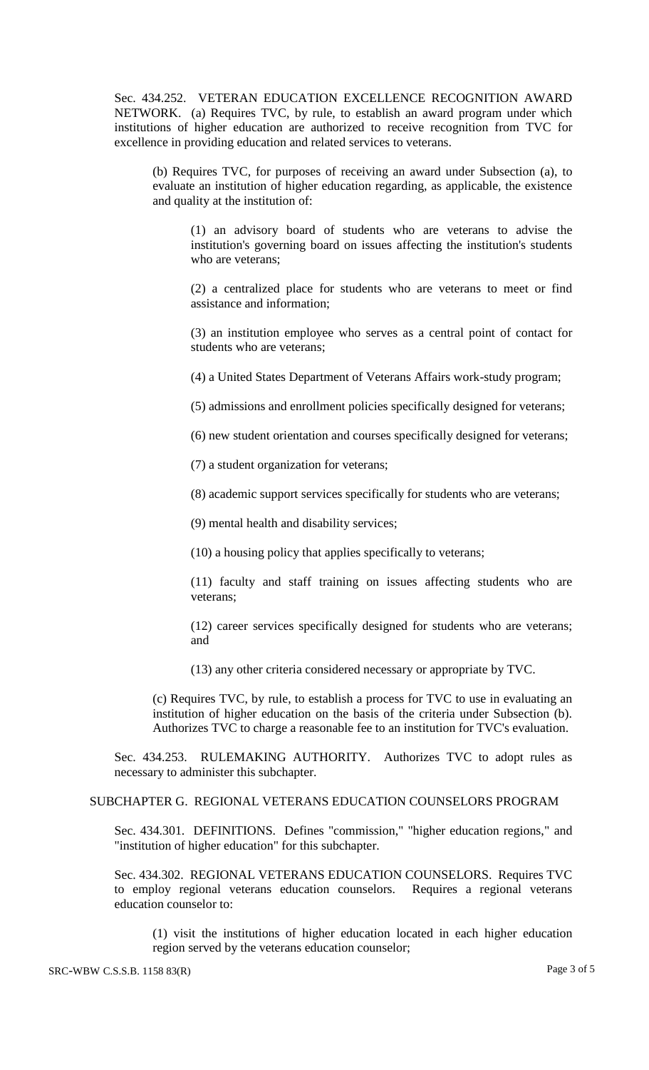Sec. 434.252. VETERAN EDUCATION EXCELLENCE RECOGNITION AWARD NETWORK. (a) Requires TVC, by rule, to establish an award program under which institutions of higher education are authorized to receive recognition from TVC for excellence in providing education and related services to veterans.

(b) Requires TVC, for purposes of receiving an award under Subsection (a), to evaluate an institution of higher education regarding, as applicable, the existence and quality at the institution of:

(1) an advisory board of students who are veterans to advise the institution's governing board on issues affecting the institution's students who are veterans;

(2) a centralized place for students who are veterans to meet or find assistance and information;

(3) an institution employee who serves as a central point of contact for students who are veterans;

(4) a United States Department of Veterans Affairs work-study program;

(5) admissions and enrollment policies specifically designed for veterans;

(6) new student orientation and courses specifically designed for veterans;

(7) a student organization for veterans;

(8) academic support services specifically for students who are veterans;

(9) mental health and disability services;

(10) a housing policy that applies specifically to veterans;

(11) faculty and staff training on issues affecting students who are veterans;

(12) career services specifically designed for students who are veterans; and

(13) any other criteria considered necessary or appropriate by TVC.

(c) Requires TVC, by rule, to establish a process for TVC to use in evaluating an institution of higher education on the basis of the criteria under Subsection (b). Authorizes TVC to charge a reasonable fee to an institution for TVC's evaluation.

Sec. 434.253. RULEMAKING AUTHORITY. Authorizes TVC to adopt rules as necessary to administer this subchapter.

SUBCHAPTER G. REGIONAL VETERANS EDUCATION COUNSELORS PROGRAM

Sec. 434.301. DEFINITIONS. Defines "commission," "higher education regions," and "institution of higher education" for this subchapter.

Sec. 434.302. REGIONAL VETERANS EDUCATION COUNSELORS. Requires TVC to employ regional veterans education counselors. Requires a regional veterans education counselor to:

(1) visit the institutions of higher education located in each higher education region served by the veterans education counselor;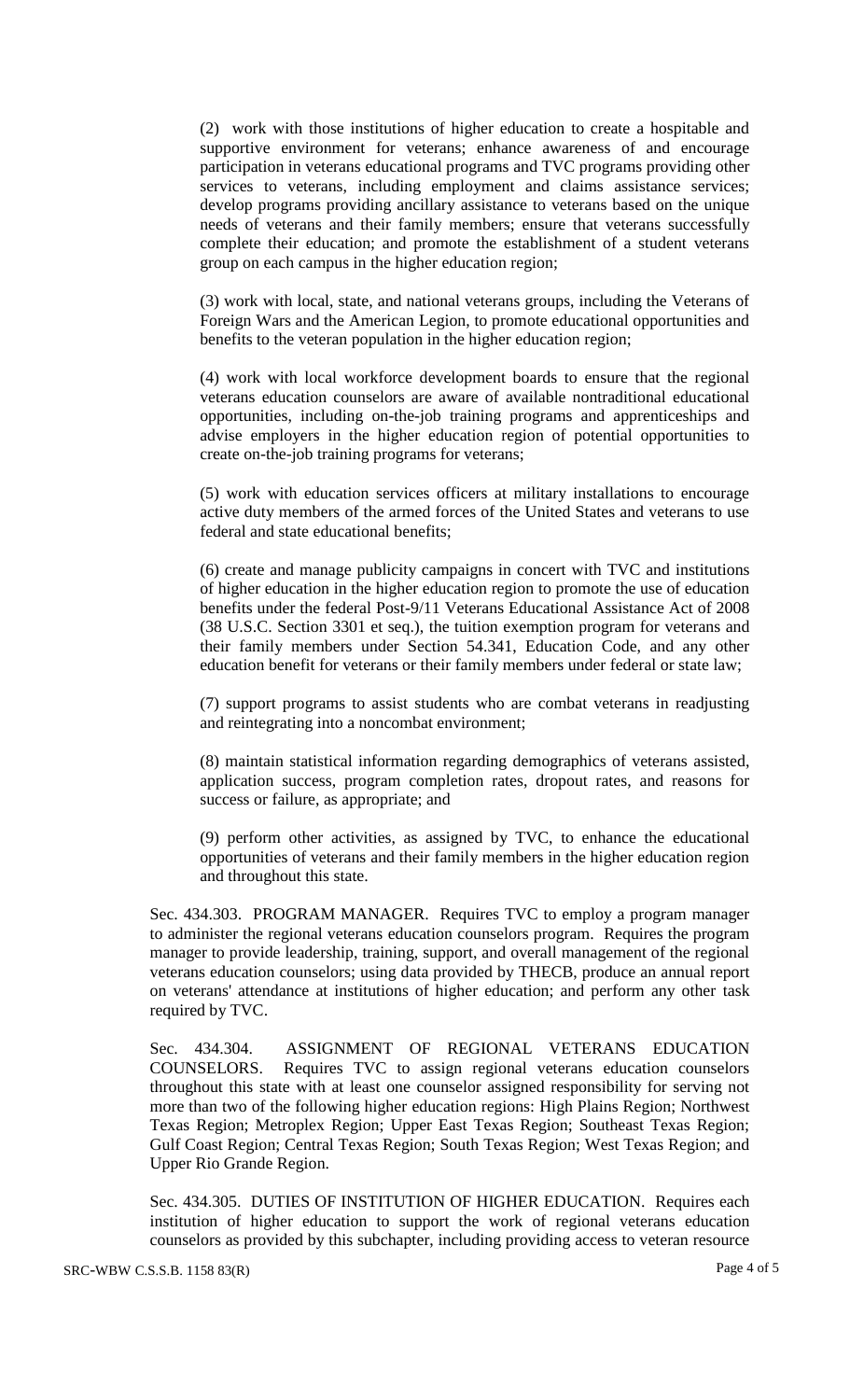(2) work with those institutions of higher education to create a hospitable and supportive environment for veterans; enhance awareness of and encourage participation in veterans educational programs and TVC programs providing other services to veterans, including employment and claims assistance services; develop programs providing ancillary assistance to veterans based on the unique needs of veterans and their family members; ensure that veterans successfully complete their education; and promote the establishment of a student veterans group on each campus in the higher education region;

(3) work with local, state, and national veterans groups, including the Veterans of Foreign Wars and the American Legion, to promote educational opportunities and benefits to the veteran population in the higher education region;

(4) work with local workforce development boards to ensure that the regional veterans education counselors are aware of available nontraditional educational opportunities, including on-the-job training programs and apprenticeships and advise employers in the higher education region of potential opportunities to create on-the-job training programs for veterans;

(5) work with education services officers at military installations to encourage active duty members of the armed forces of the United States and veterans to use federal and state educational benefits;

(6) create and manage publicity campaigns in concert with TVC and institutions of higher education in the higher education region to promote the use of education benefits under the federal Post-9/11 Veterans Educational Assistance Act of 2008 (38 U.S.C. Section 3301 et seq.), the tuition exemption program for veterans and their family members under Section 54.341, Education Code, and any other education benefit for veterans or their family members under federal or state law;

(7) support programs to assist students who are combat veterans in readjusting and reintegrating into a noncombat environment;

(8) maintain statistical information regarding demographics of veterans assisted, application success, program completion rates, dropout rates, and reasons for success or failure, as appropriate; and

(9) perform other activities, as assigned by TVC, to enhance the educational opportunities of veterans and their family members in the higher education region and throughout this state.

Sec. 434.303. PROGRAM MANAGER. Requires TVC to employ a program manager to administer the regional veterans education counselors program. Requires the program manager to provide leadership, training, support, and overall management of the regional veterans education counselors; using data provided by THECB, produce an annual report on veterans' attendance at institutions of higher education; and perform any other task required by TVC.

Sec. 434.304. ASSIGNMENT OF REGIONAL VETERANS EDUCATION COUNSELORS. Requires TVC to assign regional veterans education counselors throughout this state with at least one counselor assigned responsibility for serving not more than two of the following higher education regions: High Plains Region; Northwest Texas Region; Metroplex Region; Upper East Texas Region; Southeast Texas Region; Gulf Coast Region; Central Texas Region; South Texas Region; West Texas Region; and Upper Rio Grande Region.

Sec. 434.305. DUTIES OF INSTITUTION OF HIGHER EDUCATION. Requires each institution of higher education to support the work of regional veterans education counselors as provided by this subchapter, including providing access to veteran resource

SRC-WBW C.S.S.B. 1158 83(R)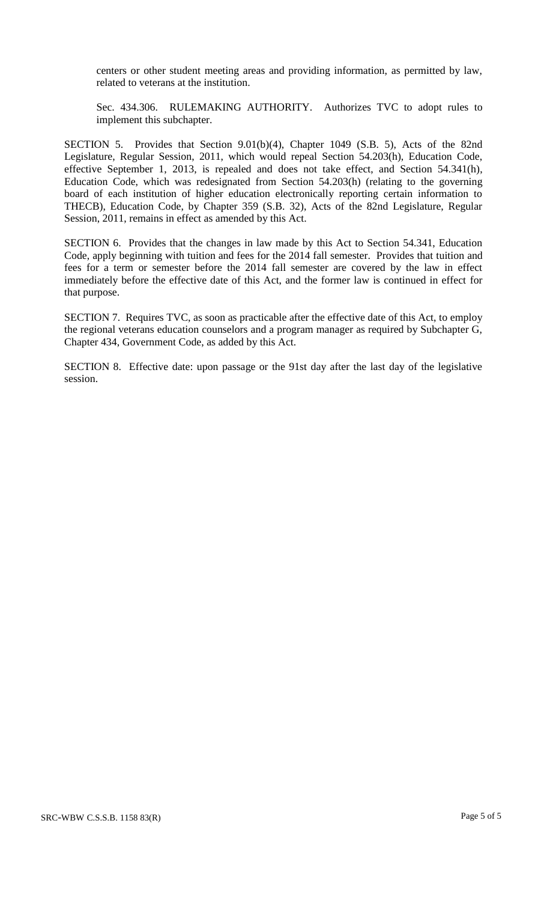centers or other student meeting areas and providing information, as permitted by law, related to veterans at the institution.

Sec. 434.306. RULEMAKING AUTHORITY. Authorizes TVC to adopt rules to implement this subchapter.

SECTION 5. Provides that Section 9.01(b)(4), Chapter 1049 (S.B. 5), Acts of the 82nd Legislature, Regular Session, 2011, which would repeal Section 54.203(h), Education Code, effective September 1, 2013, is repealed and does not take effect, and Section 54.341(h), Education Code, which was redesignated from Section 54.203(h) (relating to the governing board of each institution of higher education electronically reporting certain information to THECB), Education Code, by Chapter 359 (S.B. 32), Acts of the 82nd Legislature, Regular Session, 2011, remains in effect as amended by this Act.

SECTION 6. Provides that the changes in law made by this Act to Section 54.341, Education Code, apply beginning with tuition and fees for the 2014 fall semester. Provides that tuition and fees for a term or semester before the 2014 fall semester are covered by the law in effect immediately before the effective date of this Act, and the former law is continued in effect for that purpose.

SECTION 7. Requires TVC, as soon as practicable after the effective date of this Act, to employ the regional veterans education counselors and a program manager as required by Subchapter G, Chapter 434, Government Code, as added by this Act.

SECTION 8. Effective date: upon passage or the 91st day after the last day of the legislative session.

SRC-WBW C.S.S.B. 1158 83(R)